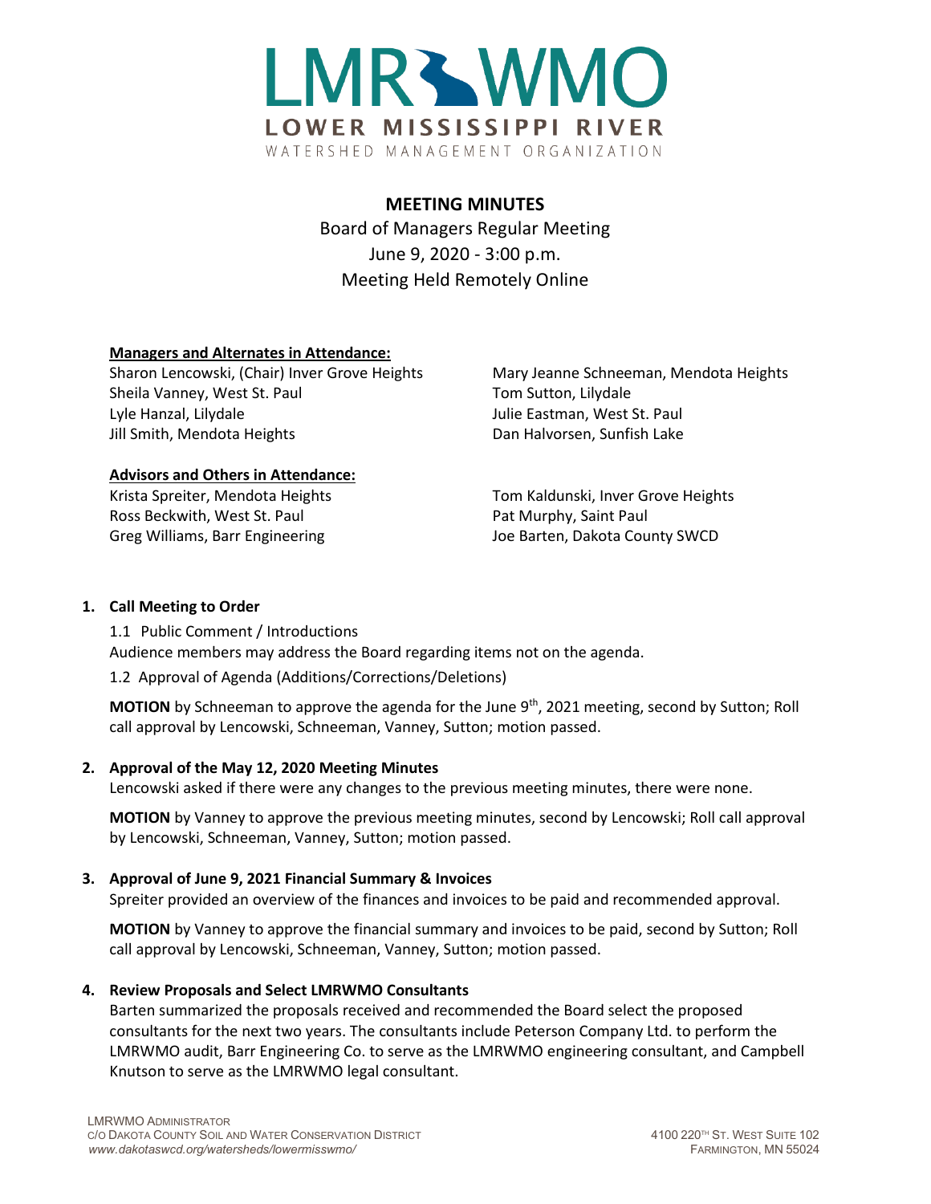# LMRWMO

LOWER MISSISSIPPI RIVER

WATERSHED MANAGEMENT ORGANIZATION

## MEETING MINUTES

Board of Managers Regular Meeting

June 9, 2020 - 3:00 p.m.

Meeting Held Remotely Online

**Managers and Alternates in Attendance:**

Sharon Lencowski, (Chair) Inver Grove Heights
Sheila Vanney, West St. Paul
Lyle Hanzal, Lilydale
Jill Smith, Mendota Heights
Mary Jeanne Schneeman, Mendota Heights
Tom Sutton, Lilydale
Julie Eastman, West St. Paul
Dan Halvorsen, Sunfish Lake

**Advisors and Others in Attendance:**

Krista Spreiter, Mendota Heights
Ross Beckwith, West St. Paul
Greg Williams, Barr Engineering
Tom Kaldunski, Inver Grove Heights
Pat Murphy, Saint Paul
Joe Barten, Dakota County SWCD

1. **Call Meeting to Order**

   1.1 Public Comment / Introductions
   Audience members may address the Board regarding items not on the agenda.

   1.2 Approval of Agenda (Additions/Corrections/Deletions)

   **MOTION** by Schneeman to approve the agenda for the June 9th, 2021 meeting, second by Sutton; Roll call approval by Lencowski, Schneeman, Vanney, Sutton; motion passed.

2. **Approval of the May 12, 2020 Meeting Minutes**
   Lencowski asked if there were any changes to the previous meeting minutes, there were none.

   **MOTION** by Vanney to approve the previous meeting minutes, second by Lencowski; Roll call approval by Lencowski, Schneeman, Vanney, Sutton; motion passed.

3. **Approval of June 9, 2021 Financial Summary & Invoices**
   Spreiter provided an overview of the finances and invoices to be paid and recommended approval.

   **MOTION** by Vanney to approve the financial summary and invoices to be paid, second by Sutton; Roll call approval by Lencowski, Schneeman, Vanney, Sutton; motion passed.

4. **Review Proposals and Select LMRWMO Consultants**
   Barten summarized the proposals received and recommended the Board select the proposed consultants for the next two years. The consultants include Peterson Company Ltd. to perform the LMRWMO audit, Barr Engineering Co. to serve as the LMRWMO engineering consultant, and Campbell Knutson to serve as the LMRWMO legal consultant.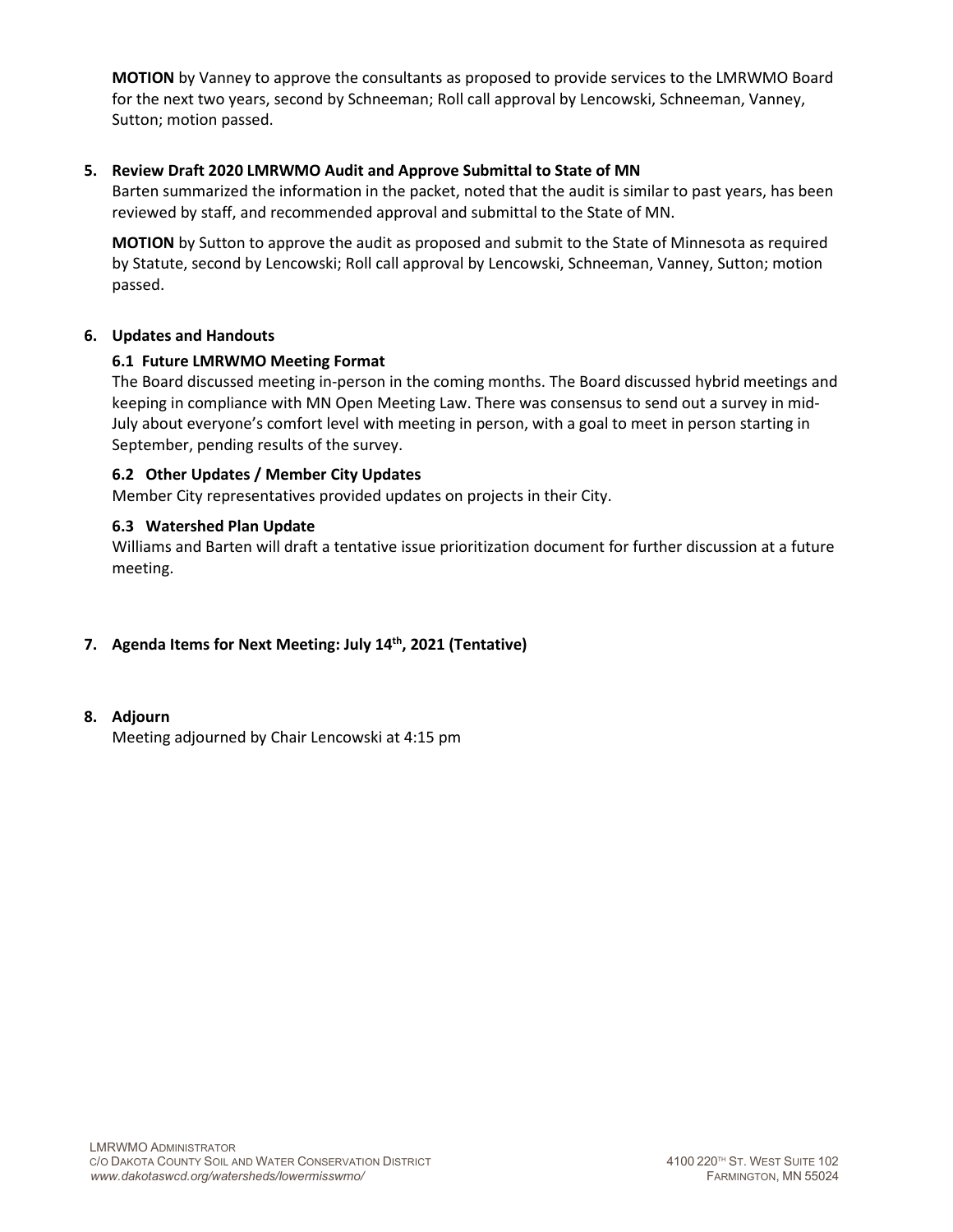**MOTION** by Vanney to approve the consultants as proposed to provide services to the LMRWMO Board for the next two years, second by Schneeman; Roll call approval by Lencowski, Schneeman, Vanney, Sutton; motion passed.

**5. Review Draft 2020 LMRWMO Audit and Approve Submittal to State of MN**

Barten summarized the information in the packet, noted that the audit is similar to past years, has been reviewed by staff, and recommended approval and submittal to the State of MN.

**MOTION** by Sutton to approve the audit as proposed and submit to the State of Minnesota as required by Statute, second by Lencowski; Roll call approval by Lencowski, Schneeman, Vanney, Sutton; motion passed.

**6. Updates and Handouts**

**6.1 Future LMRWMO Meeting Format**

The Board discussed meeting in-person in the coming months. The Board discussed hybrid meetings and keeping in compliance with MN Open Meeting Law. There was consensus to send out a survey in mid-July about everyone's comfort level with meeting in person, with a goal to meet in person starting in September, pending results of the survey.

**6.2 Other Updates / Member City Updates**

Member City representatives provided updates on projects in their City.

**6.3 Watershed Plan Update**

Williams and Barten will draft a tentative issue prioritization document for further discussion at a future meeting.

**7. Agenda Items for Next Meeting: July 14th, 2021 (Tentative)**

**8. Adjourn**

Meeting adjourned by Chair Lencowski at 4:15 pm